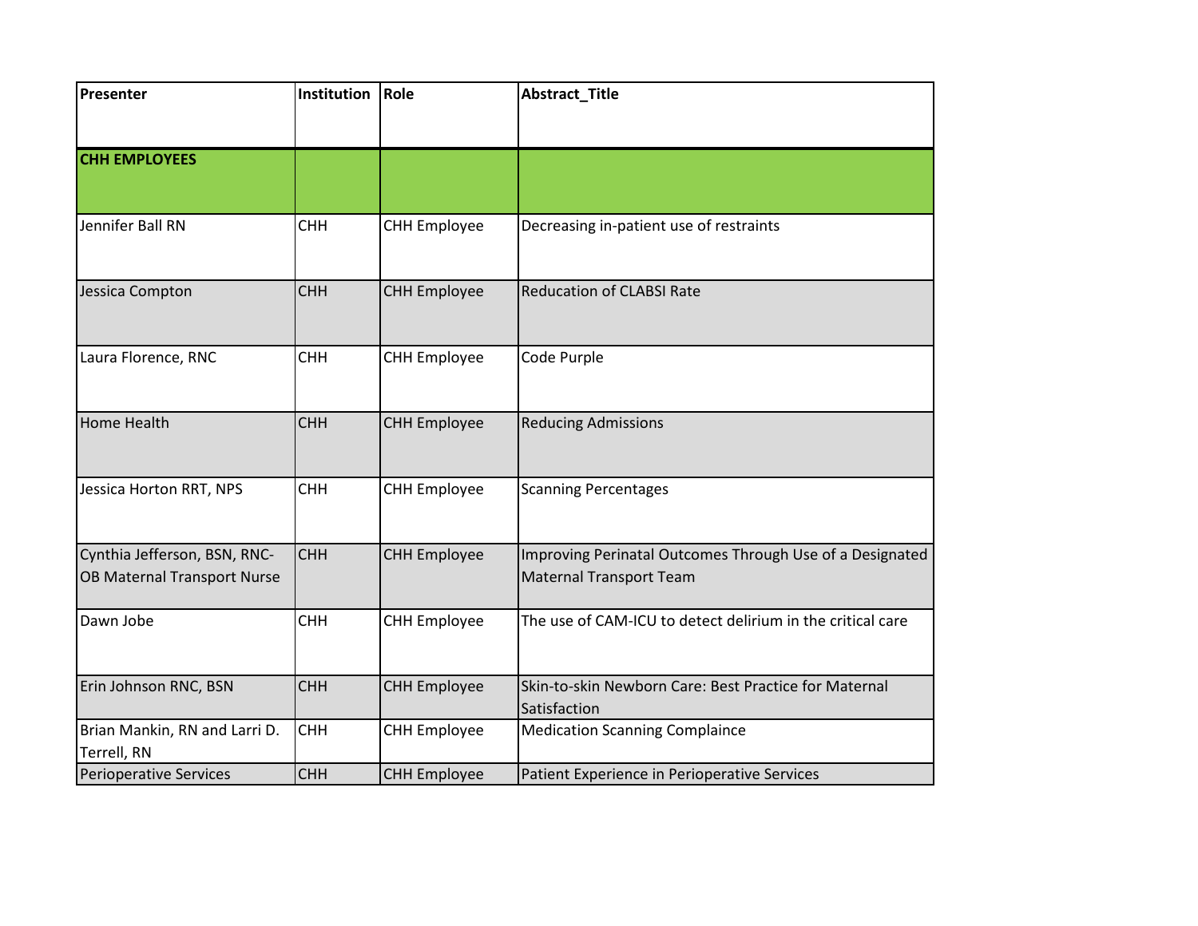| Presenter | Institution | Role | Abstract_Title |
|---|---|---|---|
| **CHH EMPLOYEES** | | | |
| Jennifer Ball RN | CHH | CHH Employee | Decreasing in-patient use of restraints |
| Jessica Compton | CHH | CHH Employee | Reducation of CLABSI Rate |
| Laura Florence, RNC | CHH | CHH Employee | Code Purple |
| Home Health | CHH | CHH Employee | Reducing Admissions |
| Jessica Horton RRT, NPS | CHH | CHH Employee | Scanning Percentages |
| Cynthia Jefferson, BSN, RNC-OB Maternal Transport Nurse | CHH | CHH Employee | Improving Perinatal Outcomes Through Use of a Designated Maternal Transport Team |
| Dawn Jobe | CHH | CHH Employee | The use of CAM-ICU to detect delirium in the critical care |
| Erin Johnson RNC, BSN | CHH | CHH Employee | Skin-to-skin Newborn Care: Best Practice for Maternal Satisfaction |
| Brian Mankin, RN and Larri D. Terrell, RN | CHH | CHH Employee | Medication Scanning Complaince |
| Perioperative Services | CHH | CHH Employee | Patient Experience in Perioperative Services |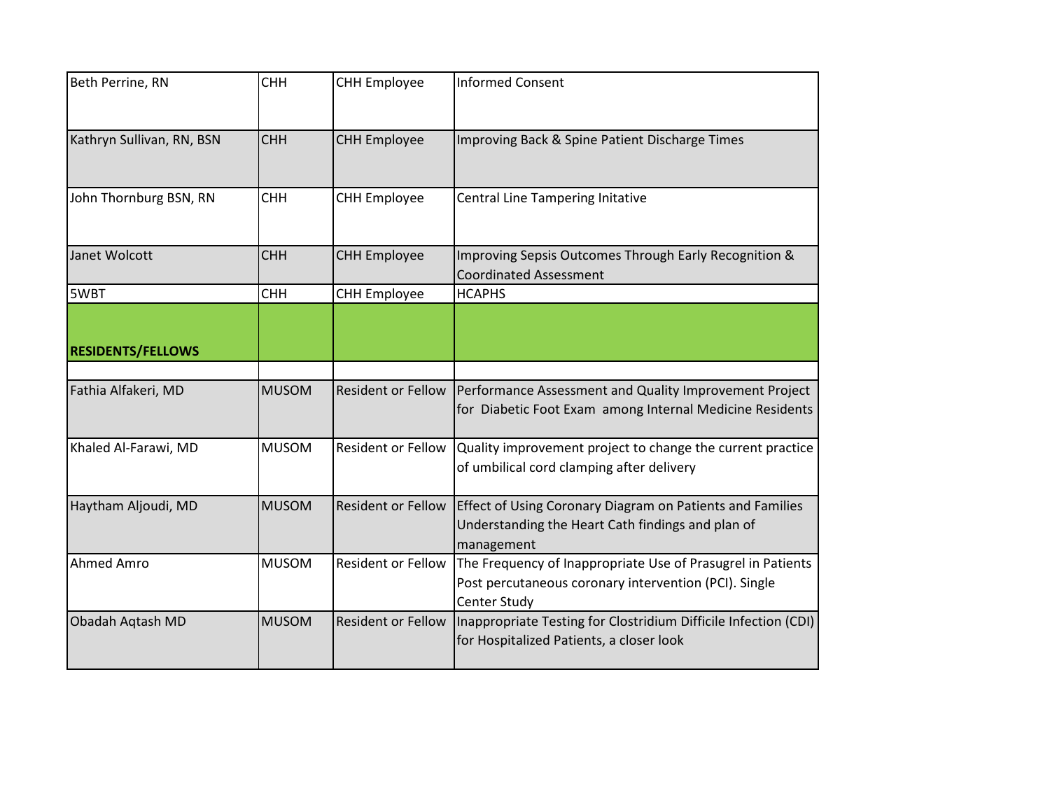| | | | |
|---|---|---|---|
| Beth Perrine, RN | CHH | CHH Employee | Informed Consent |
| Kathryn Sullivan, RN, BSN | CHH | CHH Employee | Improving Back & Spine Patient Discharge Times |
| John Thornburg BSN, RN | CHH | CHH Employee | Central Line Tampering Initative |
| Janet Wolcott | CHH | CHH Employee | Improving Sepsis Outcomes Through Early Recognition & Coordinated Assessment |
| 5WBT | CHH | CHH Employee | HCAPHS |
| **RESIDENTS/FELLOWS** | | | |
| | | | |
| Fathia Alfakeri, MD | MUSOM | Resident or Fellow | Performance Assessment and Quality Improvement Project for Diabetic Foot Exam among Internal Medicine Residents |
| Khaled Al-Farawi, MD | MUSOM | Resident or Fellow | Quality improvement project to change the current practice of umbilical cord clamping after delivery |
| Haytham Aljoudi, MD | MUSOM | Resident or Fellow | Effect of Using Coronary Diagram on Patients and Families Understanding the Heart Cath findings and plan of management |
| Ahmed Amro | MUSOM | Resident or Fellow | The Frequency of Inappropriate Use of Prasugrel in Patients Post percutaneous coronary intervention (PCI). Single Center Study |
| Obadah Aqtash MD | MUSOM | Resident or Fellow | Inappropriate Testing for Clostridium Difficile Infection (CDI) for Hospitalized Patients, a closer look |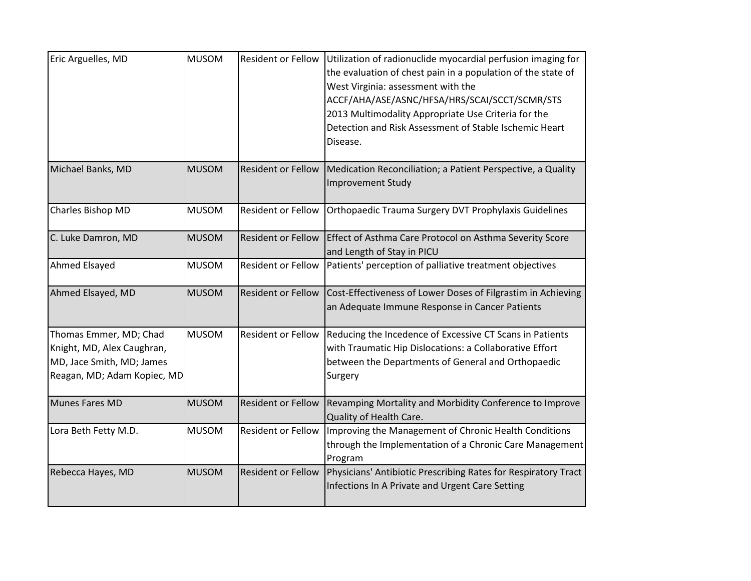| | | | |
|---|---|---|---|
| Eric Arguelles, MD | MUSOM | Resident or Fellow | Utilization of radionuclide myocardial perfusion imaging for the evaluation of chest pain in a population of the state of West Virginia: assessment with the ACCF/AHA/ASE/ASNC/HFSA/HRS/SCAI/SCCT/SCMR/STS 2013 Multimodality Appropriate Use Criteria for the Detection and Risk Assessment of Stable Ischemic Heart Disease. |
| Michael Banks, MD | MUSOM | Resident or Fellow | Medication Reconciliation; a Patient Perspective, a Quality Improvement Study |
| Charles Bishop MD | MUSOM | Resident or Fellow | Orthopaedic Trauma Surgery DVT Prophylaxis Guidelines |
| C. Luke Damron, MD | MUSOM | Resident or Fellow | Effect of Asthma Care Protocol on Asthma Severity Score and Length of Stay in PICU |
| Ahmed Elsayed | MUSOM | Resident or Fellow | Patients' perception of palliative treatment objectives |
| Ahmed Elsayed, MD | MUSOM | Resident or Fellow | Cost-Effectiveness of Lower Doses of Filgrastim in Achieving an Adequate Immune Response in Cancer Patients |
| Thomas Emmer, MD; Chad Knight, MD, Alex Caughran, MD, Jace Smith, MD; James Reagan, MD; Adam Kopiec, MD | MUSOM | Resident or Fellow | Reducing the Incedence of Excessive CT Scans in Patients with Traumatic Hip Dislocations: a Collaborative Effort between the Departments of General and Orthopaedic Surgery |
| Munes Fares MD | MUSOM | Resident or Fellow | Revamping Mortality and Morbidity Conference to Improve Quality of Health Care. |
| Lora Beth Fetty M.D. | MUSOM | Resident or Fellow | Improving the Management of Chronic Health Conditions through the Implementation of a Chronic Care Management Program |
| Rebecca Hayes, MD | MUSOM | Resident or Fellow | Physicians' Antibiotic Prescribing Rates for Respiratory Tract Infections In A Private and Urgent Care Setting |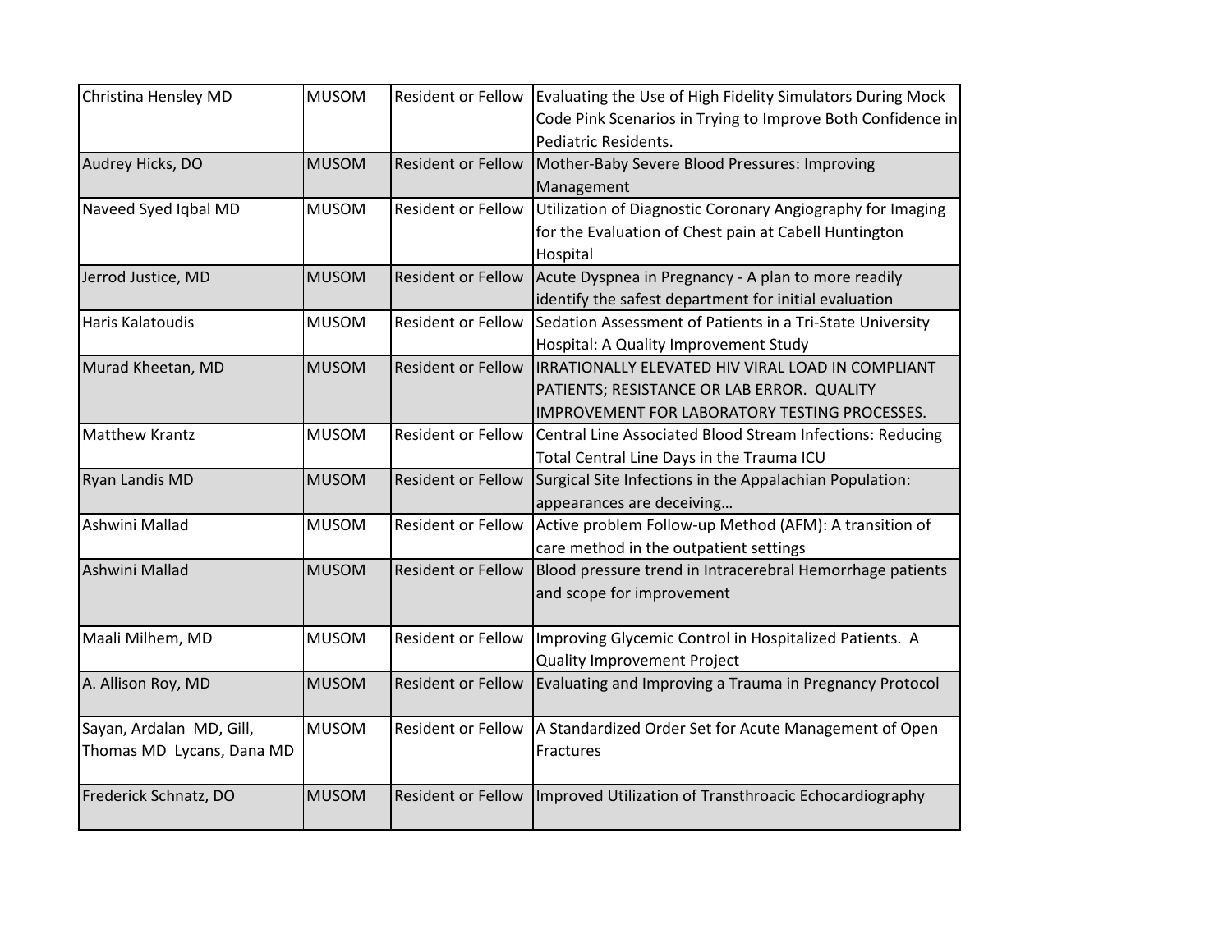| | | | |
|---|---|---|---|
| Christina Hensley MD | MUSOM | Resident or Fellow | Evaluating the Use of High Fidelity Simulators During Mock Code Pink Scenarios in Trying to Improve Both Confidence in Pediatric Residents. |
| Audrey Hicks, DO | MUSOM | Resident or Fellow | Mother-Baby Severe Blood Pressures: Improving Management |
| Naveed Syed Iqbal MD | MUSOM | Resident or Fellow | Utilization of Diagnostic Coronary Angiography for Imaging for the Evaluation of Chest pain at Cabell Huntington Hospital |
| Jerrod Justice, MD | MUSOM | Resident or Fellow | Acute Dyspnea in Pregnancy - A plan to more readily identify the safest department for initial evaluation |
| Haris Kalatoudis | MUSOM | Resident or Fellow | Sedation Assessment of Patients in a Tri-State University Hospital: A Quality Improvement Study |
| Murad Kheetan, MD | MUSOM | Resident or Fellow | IRRATIONALLY ELEVATED HIV VIRAL LOAD IN COMPLIANT PATIENTS; RESISTANCE OR LAB ERROR. QUALITY IMPROVEMENT FOR LABORATORY TESTING PROCESSES. |
| Matthew Krantz | MUSOM | Resident or Fellow | Central Line Associated Blood Stream Infections: Reducing Total Central Line Days in the Trauma ICU |
| Ryan Landis MD | MUSOM | Resident or Fellow | Surgical Site Infections in the Appalachian Population: appearances are deceiving… |
| Ashwini Mallad | MUSOM | Resident or Fellow | Active problem Follow-up Method (AFM): A transition of care method in the outpatient settings |
| Ashwini Mallad | MUSOM | Resident or Fellow | Blood pressure trend in Intracerebral Hemorrhage patients and scope for improvement |
| Maali Milhem, MD | MUSOM | Resident or Fellow | Improving Glycemic Control in Hospitalized Patients. A Quality Improvement Project |
| A. Allison Roy, MD | MUSOM | Resident or Fellow | Evaluating and Improving a Trauma in Pregnancy Protocol |
| Sayan, Ardalan MD, Gill, Thomas MD Lycans, Dana MD | MUSOM | Resident or Fellow | A Standardized Order Set for Acute Management of Open Fractures |
| Frederick Schnatz, DO | MUSOM | Resident or Fellow | Improved Utilization of Transthroacic Echocardiography |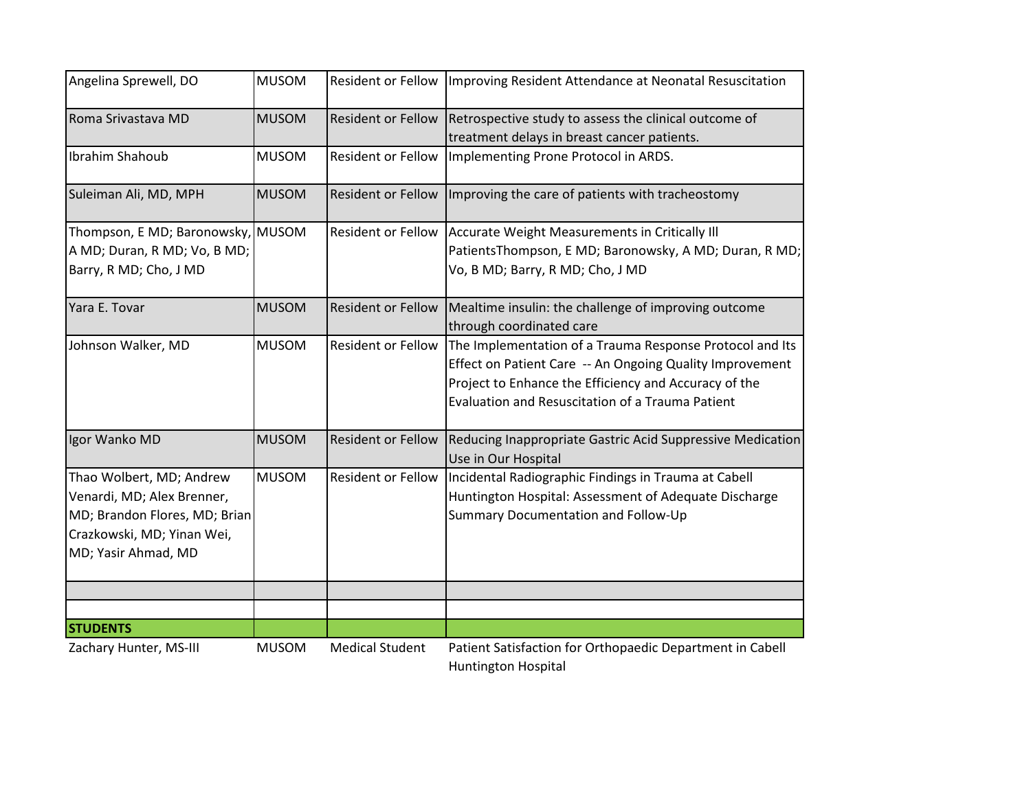| | | | |
|---|---|---|---|
| Angelina Sprewell, DO | MUSOM | Resident or Fellow | Improving Resident Attendance at Neonatal Resuscitation |
| Roma Srivastava MD | MUSOM | Resident or Fellow | Retrospective study to assess the clinical outcome of treatment delays in breast cancer patients. |
| Ibrahim Shahoub | MUSOM | Resident or Fellow | Implementing Prone Protocol in ARDS. |
| Suleiman Ali, MD, MPH | MUSOM | Resident or Fellow | Improving the care of patients with tracheostomy |
| Thompson, E MD; Baronowsky, A MD; Duran, R MD; Vo, B MD; Barry, R MD; Cho, J MD | MUSOM | Resident or Fellow | Accurate Weight Measurements in Critically Ill PatientsThompson, E MD; Baronowsky, A MD; Duran, R MD; Vo, B MD; Barry, R MD; Cho, J MD |
| Yara E. Tovar | MUSOM | Resident or Fellow | Mealtime insulin: the challenge of improving outcome through coordinated care |
| Johnson Walker, MD | MUSOM | Resident or Fellow | The Implementation of a Trauma Response Protocol and Its Effect on Patient Care -- An Ongoing Quality Improvement Project to Enhance the Efficiency and Accuracy of the Evaluation and Resuscitation of a Trauma Patient |
| Igor Wanko MD | MUSOM | Resident or Fellow | Reducing Inappropriate Gastric Acid Suppressive Medication Use in Our Hospital |
| Thao Wolbert, MD; Andrew Venardi, MD; Alex Brenner, MD; Brandon Flores, MD; Brian Crazkowski, MD; Yinan Wei, MD; Yasir Ahmad, MD | MUSOM | Resident or Fellow | Incidental Radiographic Findings in Trauma at Cabell Huntington Hospital: Assessment of Adequate Discharge Summary Documentation and Follow-Up |
| | | | |
| | | | |
| **STUDENTS** | | | |
| Zachary Hunter, MS-III | MUSOM | Medical Student | Patient Satisfaction for Orthopaedic Department in Cabell Huntington Hospital |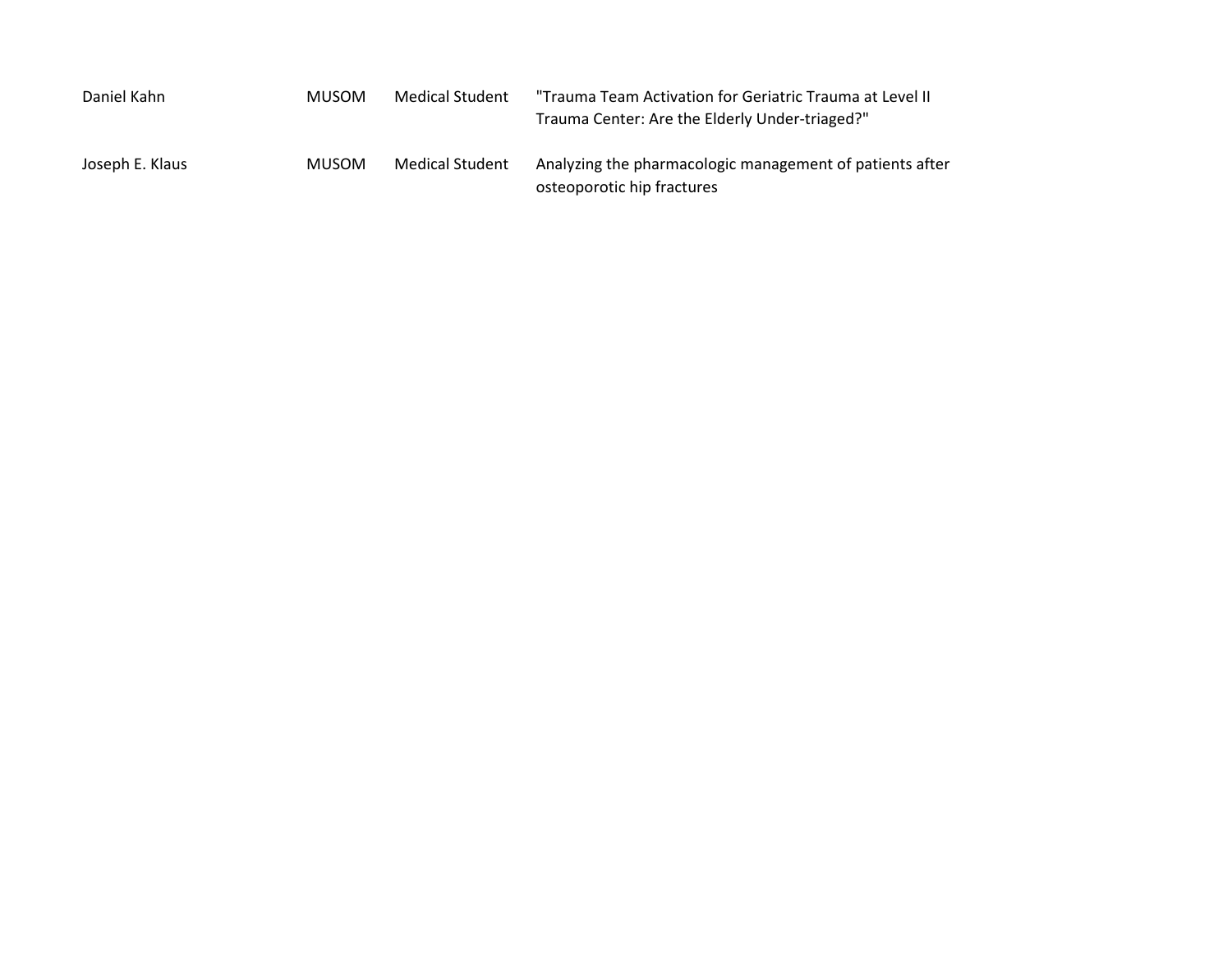| | | | |
|---|---|---|---|
| Daniel Kahn | MUSOM | Medical Student | "Trauma Team Activation for Geriatric Trauma at Level II Trauma Center: Are the Elderly Under-triaged?" |
| Joseph E. Klaus | MUSOM | Medical Student | Analyzing the pharmacologic management of patients after osteoporotic hip fractures |